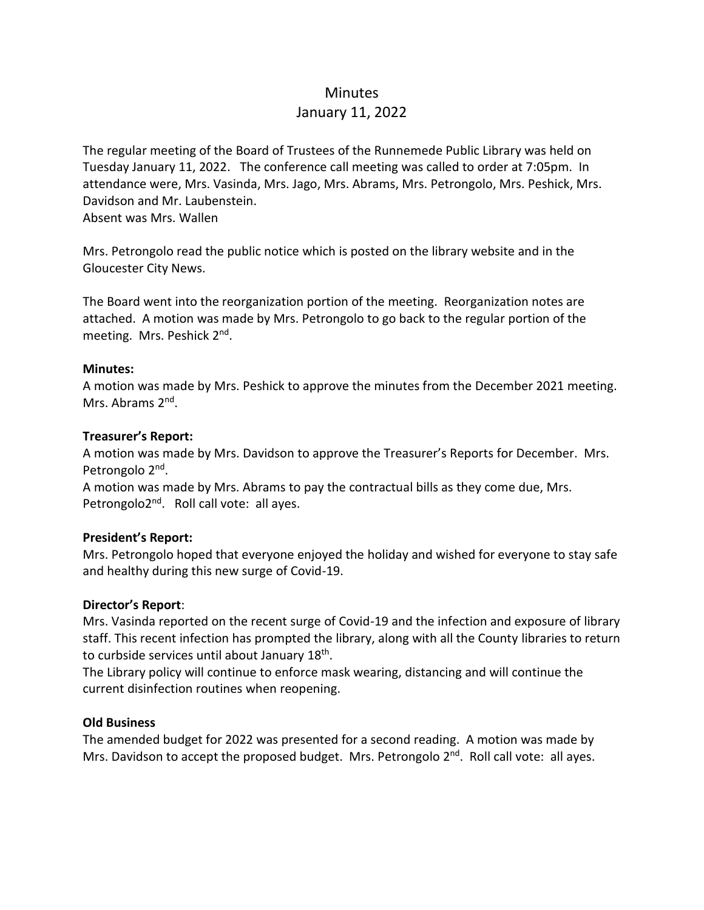# Minutes
## January 11, 2022

The regular meeting of the Board of Trustees of the Runnemede Public Library was held on Tuesday January 11, 2022. The conference call meeting was called to order at 7:05pm. In attendance were, Mrs. Vasinda, Mrs. Jago, Mrs. Abrams, Mrs. Petrongolo, Mrs. Peshick, Mrs. Davidson and Mr. Laubenstein.
Absent was Mrs. Wallen

Mrs. Petrongolo read the public notice which is posted on the library website and in the Gloucester City News.

The Board went into the reorganization portion of the meeting. Reorganization notes are attached. A motion was made by Mrs. Petrongolo to go back to the regular portion of the meeting. Mrs. Peshick 2nd.

**Minutes:**
A motion was made by Mrs. Peshick to approve the minutes from the December 2021 meeting. Mrs. Abrams 2nd.

**Treasurer's Report:**
A motion was made by Mrs. Davidson to approve the Treasurer's Reports for December. Mrs. Petrongolo 2nd.
A motion was made by Mrs. Abrams to pay the contractual bills as they come due, Mrs. Petrongolo2nd. Roll call vote: all ayes.

**President's Report:**
Mrs. Petrongolo hoped that everyone enjoyed the holiday and wished for everyone to stay safe and healthy during this new surge of Covid-19.

**Director's Report**:
Mrs. Vasinda reported on the recent surge of Covid-19 and the infection and exposure of library staff. This recent infection has prompted the library, along with all the County libraries to return to curbside services until about January 18th.
The Library policy will continue to enforce mask wearing, distancing and will continue the current disinfection routines when reopening.

**Old Business**
The amended budget for 2022 was presented for a second reading. A motion was made by Mrs. Davidson to accept the proposed budget. Mrs. Petrongolo 2nd. Roll call vote: all ayes.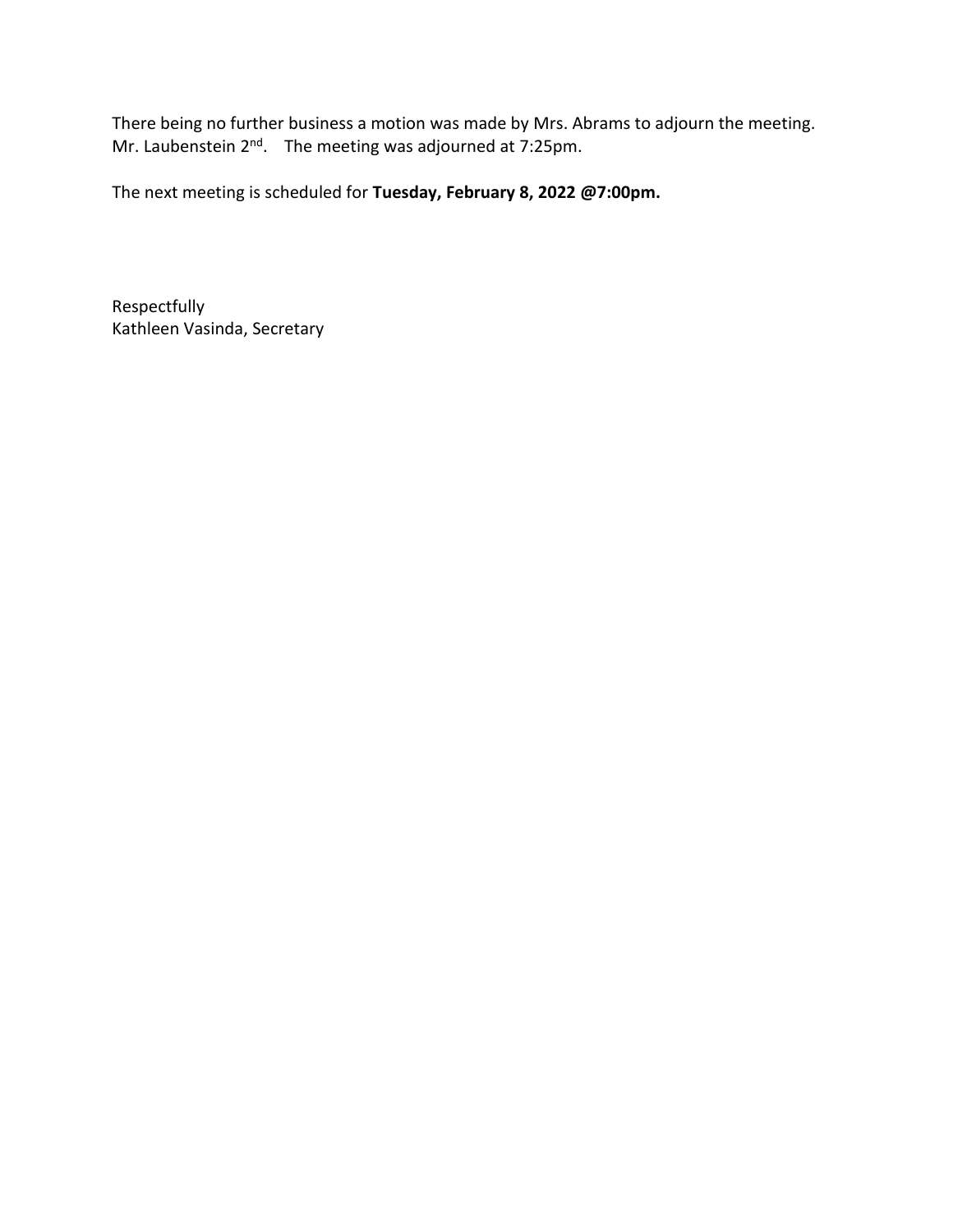There being no further business a motion was made by Mrs. Abrams to adjourn the meeting. Mr. Laubenstein 2nd. The meeting was adjourned at 7:25pm.

The next meeting is scheduled for **Tuesday, February 8, 2022 @7:00pm.**

Respectfully
Kathleen Vasinda, Secretary